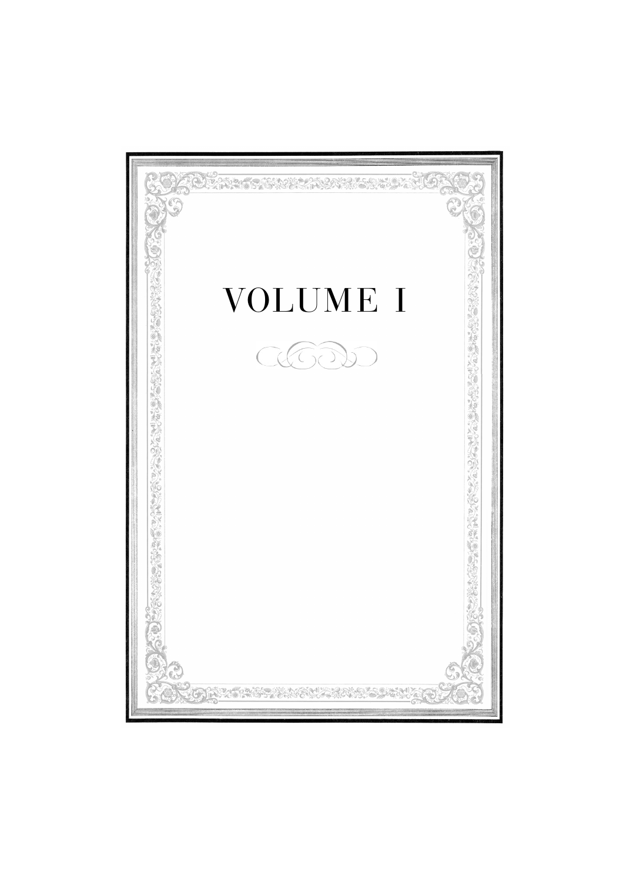# VOLUME I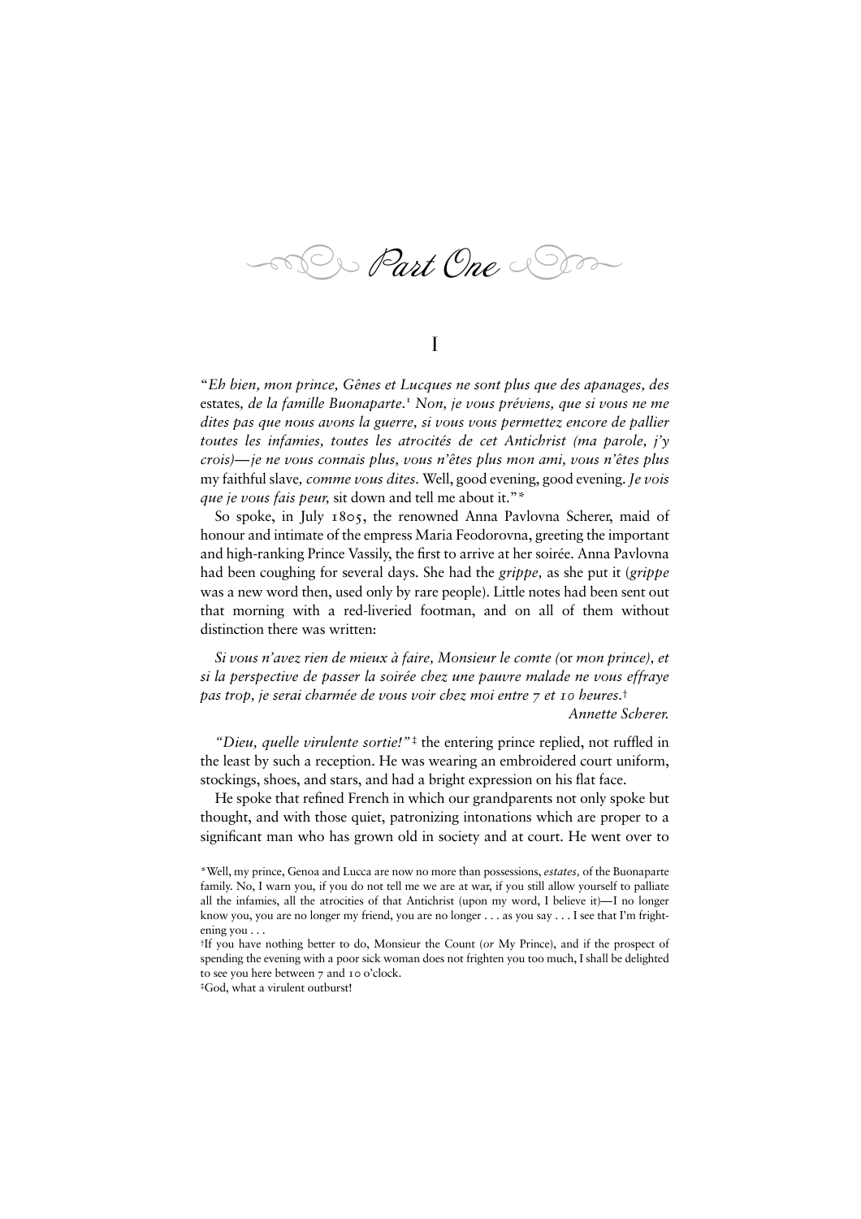# *Part One*

## I

"*Eh bien, mon prince, Gênes et Lucques ne sont plus que des apanages, des* estates*, de la famille Buonaparte.*[1] *Non, je vous préviens, que si vous ne me dites pas que nous avons la guerre, si vous vous permettez encore de pallier toutes les infamies, toutes les atrocités de cet Antichrist (ma parole, j'y crois)—je ne vous connais plus, vous n'êtes plus mon ami, vous n'êtes plus* my faithful slave*, comme vous dites*. Well, good evening, good evening. *Je vois que je vous fais peur,* sit down and tell me about it."*

So spoke, in July 1805, the renowned Anna Pavlovna Scherer, maid of honour and intimate of the empress Maria Feodorovna, greeting the important and high-ranking Prince Vassily, the first to arrive at her soirée. Anna Pavlovna had been coughing for several days. She had the *grippe,* as she put it (*grippe* was a new word then, used only by rare people). Little notes had been sent out that morning with a red-liveried footman, and on all of them without distinction there was written:

> *Si vous n'avez rien de mieux à faire, Monsieur le comte (*or *mon prince), et si la perspective de passer la soirée chez une pauvre malade ne vous effraye pas trop, je serai charmée de vous voir chez moi entre 7 et 10 heures.*†
>
> *Annette Scherer.*

*"Dieu, quelle virulente sortie!"*‡ the entering prince replied, not ruffled in the least by such a reception. He was wearing an embroidered court uniform, stockings, shoes, and stars, and had a bright expression on his flat face.

He spoke that refined French in which our grandparents not only spoke but thought, and with those quiet, patronizing intonations which are proper to a significant man who has grown old in society and at court. He went over to

*Well, my prince, Genoa and Lucca are now no more than possessions, *estates,* of the Buonaparte family. No, I warn you, if you do not tell me we are at war, if you still allow yourself to palliate all the infamies, all the atrocities of that Antichrist (upon my word, I believe it)—I no longer know you, you are no longer my friend, you are no longer . . . as you say . . . I see that I'm frightening you . . .

†If you have nothing better to do, Monsieur the Count (*or* My Prince), and if the prospect of spending the evening with a poor sick woman does not frighten you too much, I shall be delighted to see you here between 7 and 10 o'clock.

‡God, what a virulent outburst!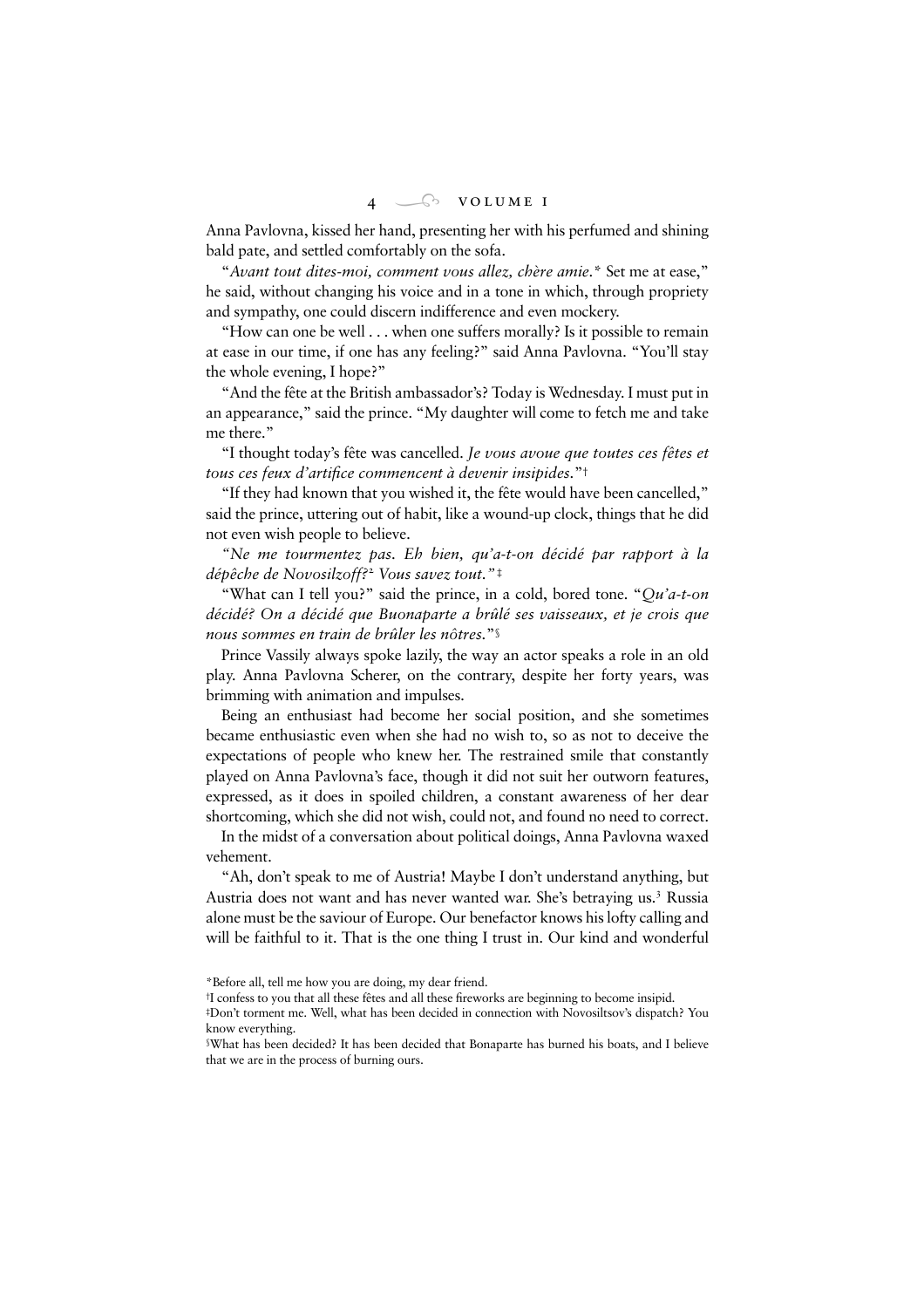Anna Pavlovna, kissed her hand, presenting her with his perfumed and shining bald pate, and settled comfortably on the sofa.

"*Avant tout dites-moi, comment vous allez, chère amie.*\* Set me at ease," he said, without changing his voice and in a tone in which, through propriety and sympathy, one could discern indifference and even mockery.

"How can one be well . . . when one suffers morally? Is it possible to remain at ease in our time, if one has any feeling?" said Anna Pavlovna. "You'll stay the whole evening, I hope?"

"And the fête at the British ambassador's? Today is Wednesday. I must put in an appearance," said the prince. "My daughter will come to fetch me and take me there."

"I thought today's fête was cancelled. *Je vous avoue que toutes ces fêtes et tous ces feux d'artifice commencent à devenir insipides.*"†

"If they had known that you wished it, the fête would have been cancelled," said the prince, uttering out of habit, like a wound-up clock, things that he did not even wish people to believe.

*"Ne me tourmentez pas. Eh bien, qu'a-t-on décidé par rapport à la dépêche de Novosilzoff?*[2] *Vous savez tout."*‡

"What can I tell you?" said the prince, in a cold, bored tone. "*Qu'a-t-on décidé? On a décidé que Buonaparte a brûlé ses vaisseaux, et je crois que nous sommes en train de brûler les nôtres.*"§

Prince Vassily always spoke lazily, the way an actor speaks a role in an old play. Anna Pavlovna Scherer, on the contrary, despite her forty years, was brimming with animation and impulses.

Being an enthusiast had become her social position, and she sometimes became enthusiastic even when she had no wish to, so as not to deceive the expectations of people who knew her. The restrained smile that constantly played on Anna Pavlovna's face, though it did not suit her outworn features, expressed, as it does in spoiled children, a constant awareness of her dear shortcoming, which she did not wish, could not, and found no need to correct.

In the midst of a conversation about political doings, Anna Pavlovna waxed vehement.

"Ah, don't speak to me of Austria! Maybe I don't understand anything, but Austria does not want and has never wanted war. She's betraying us.[3] Russia alone must be the saviour of Europe. Our benefactor knows his lofty calling and will be faithful to it. That is the one thing I trust in. Our kind and wonderful

---

\*Before all, tell me how you are doing, my dear friend.

†I confess to you that all these fêtes and all these fireworks are beginning to become insipid.

‡Don't torment me. Well, what has been decided in connection with Novosiltsov's dispatch? You know everything.

§What has been decided? It has been decided that Bonaparte has burned his boats, and I believe that we are in the process of burning ours.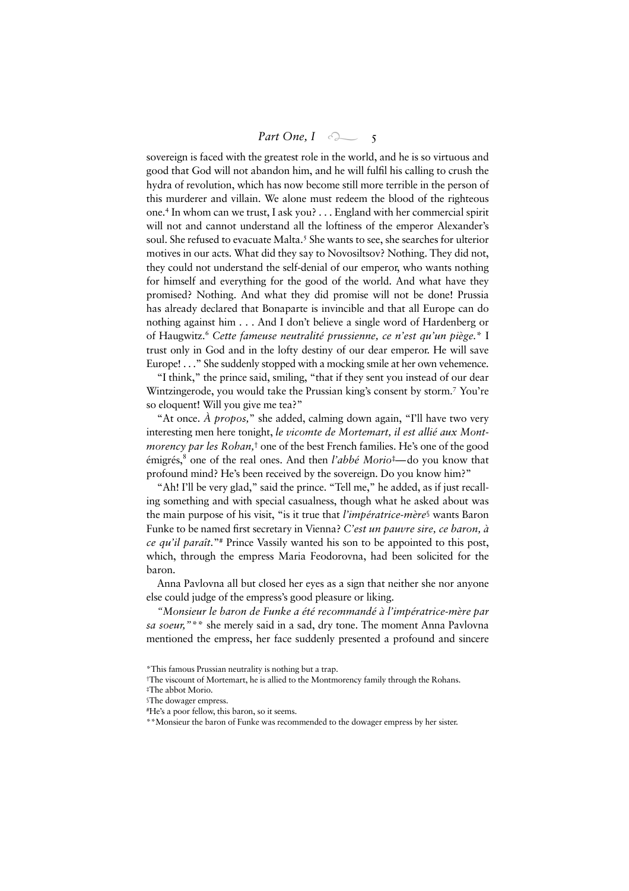sovereign is faced with the greatest role in the world, and he is so virtuous and good that God will not abandon him, and he will fulfil his calling to crush the hydra of revolution, which has now become still more terrible in the person of this murderer and villain. We alone must redeem the blood of the righteous one.[4] In whom can we trust, I ask you? . . . England with her commercial spirit will not and cannot understand all the loftiness of the emperor Alexander's soul. She refused to evacuate Malta.[5] She wants to see, she searches for ulterior motives in our acts. What did they say to Novosiltsov? Nothing. They did not, they could not understand the self-denial of our emperor, who wants nothing for himself and everything for the good of the world. And what have they promised? Nothing. And what they did promise will not be done! Prussia has already declared that Bonaparte is invincible and that all Europe can do nothing against him . . . And I don't believe a single word of Hardenberg or of Haugwitz.[6] *Cette fameuse neutralité prussienne, ce n'est qu'un piège.** I trust only in God and in the lofty destiny of our dear emperor. He will save Europe! . . ." She suddenly stopped with a mocking smile at her own vehemence.

"I think," the prince said, smiling, "that if they sent you instead of our dear Wintzingerode, you would take the Prussian king's consent by storm.[7] You're so eloquent! Will you give me tea?"

"At once. *À propos,*" she added, calming down again, "I'll have two very interesting men here tonight, *le vicomte de Mortemart, il est allié aux Montmorency par les Rohan,*† one of the best French families. He's one of the good émigrés,[8] one of the real ones. And then *l'abbé Morio*‡—do you know that profound mind? He's been received by the sovereign. Do you know him?"

"Ah! I'll be very glad," said the prince. "Tell me," he added, as if just recalling something and with special casualness, though what he asked about was the main purpose of his visit, "is it true that *l'impératrice-mère*§ wants Baron Funke to be named first secretary in Vienna? *C'est un pauvre sire, ce baron, à ce qu'il paraît.*"# Prince Vassily wanted his son to be appointed to this post, which, through the empress Maria Feodorovna, had been solicited for the baron.

Anna Pavlovna all but closed her eyes as a sign that neither she nor anyone else could judge of the empress's good pleasure or liking.

*"Monsieur le baron de Funke a été recommandé à l'impératrice-mère par sa soeur,"*** she merely said in a sad, dry tone. The moment Anna Pavlovna mentioned the empress, her face suddenly presented a profound and sincere

---

*This famous Prussian neutrality is nothing but a trap.

†The viscount of Mortemart, he is allied to the Montmorency family through the Rohans.

‡The abbot Morio.

§The dowager empress.

#He's a poor fellow, this baron, so it seems.

**Monsieur the baron of Funke was recommended to the dowager empress by her sister.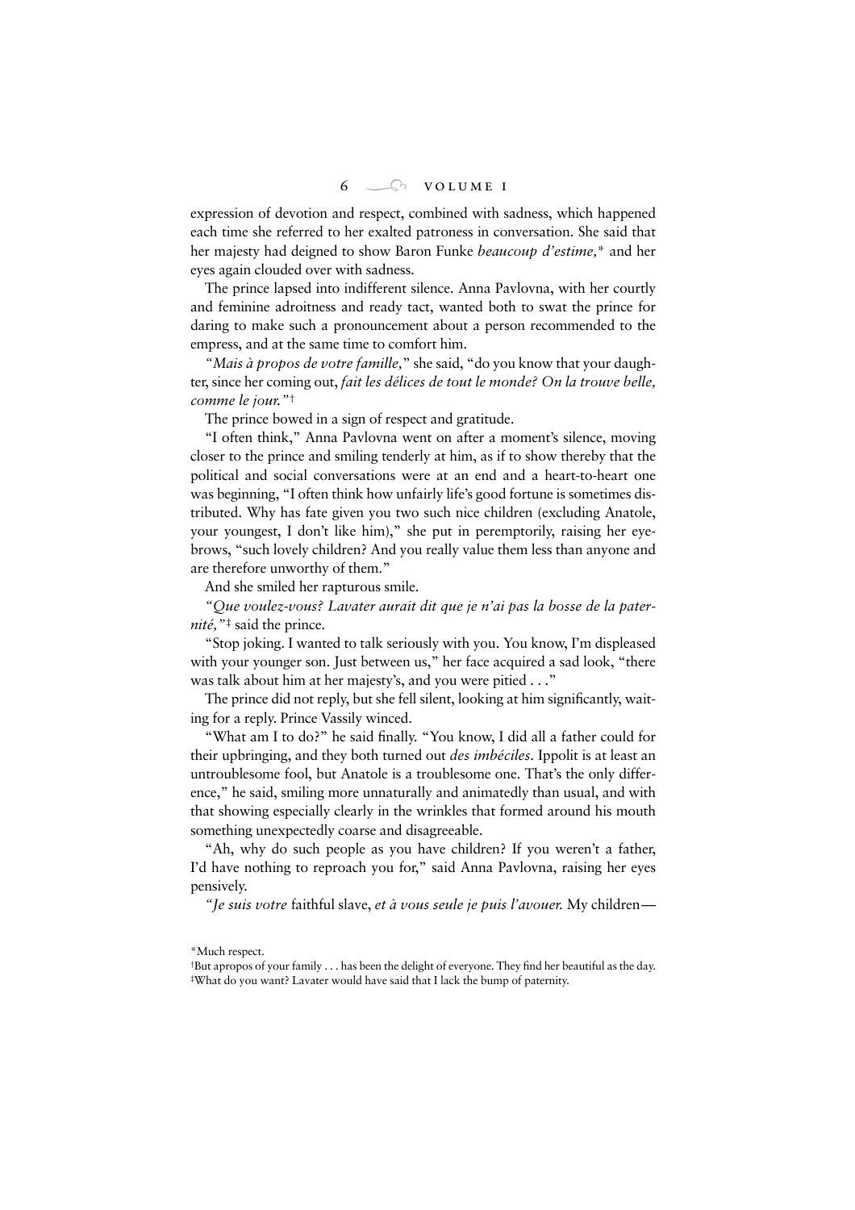expression of devotion and respect, combined with sadness, which happened each time she referred to her exalted patroness in conversation. She said that her majesty had deigned to show Baron Funke *beaucoup d'estime,** and her eyes again clouded over with sadness.

The prince lapsed into indifferent silence. Anna Pavlovna, with her courtly and feminine adroitness and ready tact, wanted both to swat the prince for daring to make such a pronouncement about a person recommended to the empress, and at the same time to comfort him.

*"Mais à propos de votre famille,"* she said, "do you know that your daughter, since her coming out, *fait les délices de tout le monde? On la trouve belle, comme le jour."*†

The prince bowed in a sign of respect and gratitude.

"I often think," Anna Pavlovna went on after a moment's silence, moving closer to the prince and smiling tenderly at him, as if to show thereby that the political and social conversations were at an end and a heart-to-heart one was beginning, "I often think how unfairly life's good fortune is sometimes distributed. Why has fate given you two such nice children (excluding Anatole, your youngest, I don't like him)," she put in peremptorily, raising her eyebrows, "such lovely children? And you really value them less than anyone and are therefore unworthy of them."

And she smiled her rapturous smile.

*"Que voulez-vous? Lavater aurait dit que je n'ai pas la bosse de la paternité,"*‡ said the prince.

"Stop joking. I wanted to talk seriously with you. You know, I'm displeased with your younger son. Just between us," her face acquired a sad look, "there was talk about him at her majesty's, and you were pitied . . ."

The prince did not reply, but she fell silent, looking at him significantly, waiting for a reply. Prince Vassily winced.

"What am I to do?" he said finally. "You know, I did all a father could for their upbringing, and they both turned out *des imbéciles*. Ippolit is at least an untroublesome fool, but Anatole is a troublesome one. That's the only difference," he said, smiling more unnaturally and animatedly than usual, and with that showing especially clearly in the wrinkles that formed around his mouth something unexpectedly coarse and disagreeable.

"Ah, why do such people as you have children? If you weren't a father, I'd have nothing to reproach you for," said Anna Pavlovna, raising her eyes pensively.

*"Je suis votre* faithful slave, *et à vous seule je puis l'avouer.* My children—

---

*Much respect.

†But apropos of your family . . . has been the delight of everyone. They find her beautiful as the day.

‡What do you want? Lavater would have said that I lack the bump of paternity.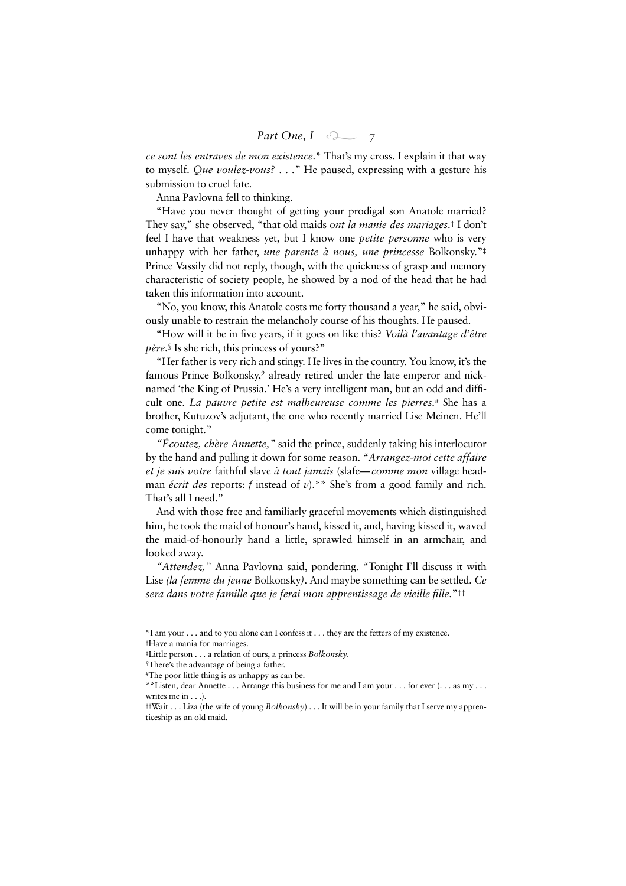*ce sont les entraves de mon existence.** That's my cross. I explain it that way to myself. *Que voulez-vous?* . . ." He paused, expressing with a gesture his submission to cruel fate.

Anna Pavlovna fell to thinking.

"Have you never thought of getting your prodigal son Anatole married? They say," she observed, "that old maids *ont la manie des mariages.*† I don't feel I have that weakness yet, but I know one *petite personne* who is very unhappy with her father, *une parente à nous, une princesse* Bolkonsky."‡ Prince Vassily did not reply, though, with the quickness of grasp and memory characteristic of society people, he showed by a nod of the head that he had taken this information into account.

"No, you know, this Anatole costs me forty thousand a year," he said, obviously unable to restrain the melancholy course of his thoughts. He paused.

"How will it be in five years, if it goes on like this? *Voilà l'avantage d'être père.*§ Is she rich, this princess of yours?"

"Her father is very rich and stingy. He lives in the country. You know, it's the famous Prince Bolkonsky,[9] already retired under the late emperor and nicknamed 'the King of Prussia.' He's a very intelligent man, but an odd and difficult one. *La pauvre petite est malheureuse comme les pierres.*# She has a brother, Kutuzov's adjutant, the one who recently married Lise Meinen. He'll come tonight."

*"Écoutez, chère Annette,"* said the prince, suddenly taking his interlocutor by the hand and pulling it down for some reason. "*Arrangez-moi cette affaire et je suis votre* faithful slave *à tout jamais* (slafe—*comme mon* village headman *écrit des* reports: *f* instead of *v*).** She's from a good family and rich. That's all I need."

And with those free and familiarly graceful movements which distinguished him, he took the maid of honour's hand, kissed it, and, having kissed it, waved the maid-of-honourly hand a little, sprawled himself in an armchair, and looked away.

*"Attendez,"* Anna Pavlovna said, pondering. "Tonight I'll discuss it with Lise *(la femme du jeune* Bolkonsky*)*. And maybe something can be settled. *Ce sera dans votre famille que je ferai mon apprentissage de vieille fille.*"††

---

*I am your . . . and to you alone can I confess it . . . they are the fetters of my existence.

†Have a mania for marriages.

‡Little person . . . a relation of ours, a princess *Bolkonsky*.

§There's the advantage of being a father.

#The poor little thing is as unhappy as can be.

**Listen, dear Annette . . . Arrange this business for me and I am your . . . for ever (. . . as my . . . writes me in . . .).

††Wait . . . Liza (the wife of young *Bolkonsky*) . . . It will be in your family that I serve my apprenticeship as an old maid.